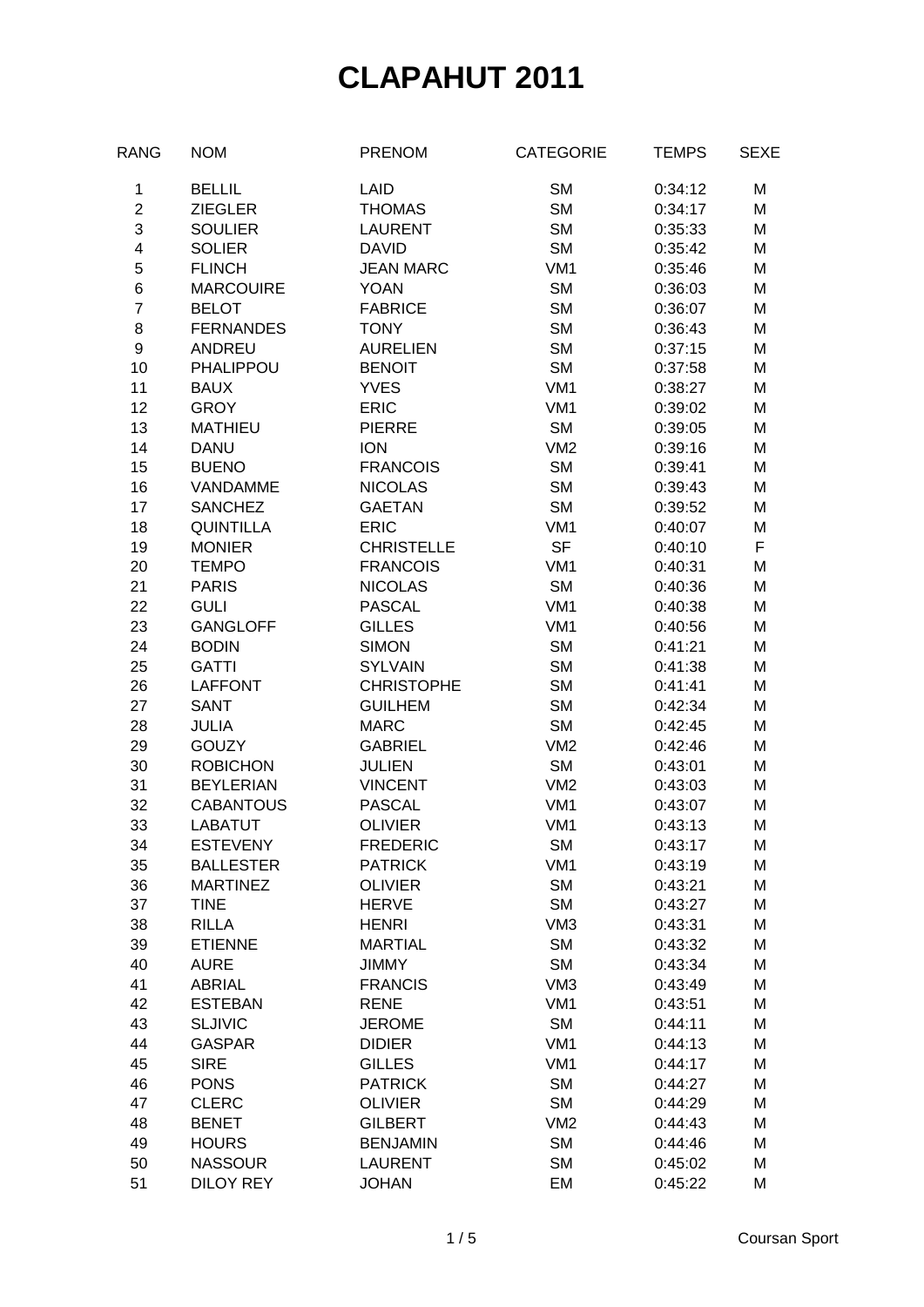# CLAPAHUT 2011

| RANG | NOM | PRENOM | CATEGORIE | TEMPS | SEXE |
|---|---|---|---|---|---|
| 1 | BELLIL | LAID | SM | 0:34:12 | M |
| 2 | ZIEGLER | THOMAS | SM | 0:34:17 | M |
| 3 | SOULIER | LAURENT | SM | 0:35:33 | M |
| 4 | SOLIER | DAVID | SM | 0:35:42 | M |
| 5 | FLINCH | JEAN MARC | VM1 | 0:35:46 | M |
| 6 | MARCOUIRE | YOAN | SM | 0:36:03 | M |
| 7 | BELOT | FABRICE | SM | 0:36:07 | M |
| 8 | FERNANDES | TONY | SM | 0:36:43 | M |
| 9 | ANDREU | AURELIEN | SM | 0:37:15 | M |
| 10 | PHALIPPOU | BENOIT | SM | 0:37:58 | M |
| 11 | BAUX | YVES | VM1 | 0:38:27 | M |
| 12 | GROY | ERIC | VM1 | 0:39:02 | M |
| 13 | MATHIEU | PIERRE | SM | 0:39:05 | M |
| 14 | DANU | ION | VM2 | 0:39:16 | M |
| 15 | BUENO | FRANCOIS | SM | 0:39:41 | M |
| 16 | VANDAMME | NICOLAS | SM | 0:39:43 | M |
| 17 | SANCHEZ | GAETAN | SM | 0:39:52 | M |
| 18 | QUINTILLA | ERIC | VM1 | 0:40:07 | M |
| 19 | MONIER | CHRISTELLE | SF | 0:40:10 | F |
| 20 | TEMPO | FRANCOIS | VM1 | 0:40:31 | M |
| 21 | PARIS | NICOLAS | SM | 0:40:36 | M |
| 22 | GULI | PASCAL | VM1 | 0:40:38 | M |
| 23 | GANGLOFF | GILLES | VM1 | 0:40:56 | M |
| 24 | BODIN | SIMON | SM | 0:41:21 | M |
| 25 | GATTI | SYLVAIN | SM | 0:41:38 | M |
| 26 | LAFFONT | CHRISTOPHE | SM | 0:41:41 | M |
| 27 | SANT | GUILHEM | SM | 0:42:34 | M |
| 28 | JULIA | MARC | SM | 0:42:45 | M |
| 29 | GOUZY | GABRIEL | VM2 | 0:42:46 | M |
| 30 | ROBICHON | JULIEN | SM | 0:43:01 | M |
| 31 | BEYLERIAN | VINCENT | VM2 | 0:43:03 | M |
| 32 | CABANTOUS | PASCAL | VM1 | 0:43:07 | M |
| 33 | LABATUT | OLIVIER | VM1 | 0:43:13 | M |
| 34 | ESTEVENY | FREDERIC | SM | 0:43:17 | M |
| 35 | BALLESTER | PATRICK | VM1 | 0:43:19 | M |
| 36 | MARTINEZ | OLIVIER | SM | 0:43:21 | M |
| 37 | TINE | HERVE | SM | 0:43:27 | M |
| 38 | RILLA | HENRI | VM3 | 0:43:31 | M |
| 39 | ETIENNE | MARTIAL | SM | 0:43:32 | M |
| 40 | AURE | JIMMY | SM | 0:43:34 | M |
| 41 | ABRIAL | FRANCIS | VM3 | 0:43:49 | M |
| 42 | ESTEBAN | RENE | VM1 | 0:43:51 | M |
| 43 | SLJIVIC | JEROME | SM | 0:44:11 | M |
| 44 | GASPAR | DIDIER | VM1 | 0:44:13 | M |
| 45 | SIRE | GILLES | VM1 | 0:44:17 | M |
| 46 | PONS | PATRICK | SM | 0:44:27 | M |
| 47 | CLERC | OLIVIER | SM | 0:44:29 | M |
| 48 | BENET | GILBERT | VM2 | 0:44:43 | M |
| 49 | HOURS | BENJAMIN | SM | 0:44:46 | M |
| 50 | NASSOUR | LAURENT | SM | 0:45:02 | M |
| 51 | DILOY REY | JOHAN | EM | 0:45:22 | M |

Coursan Sport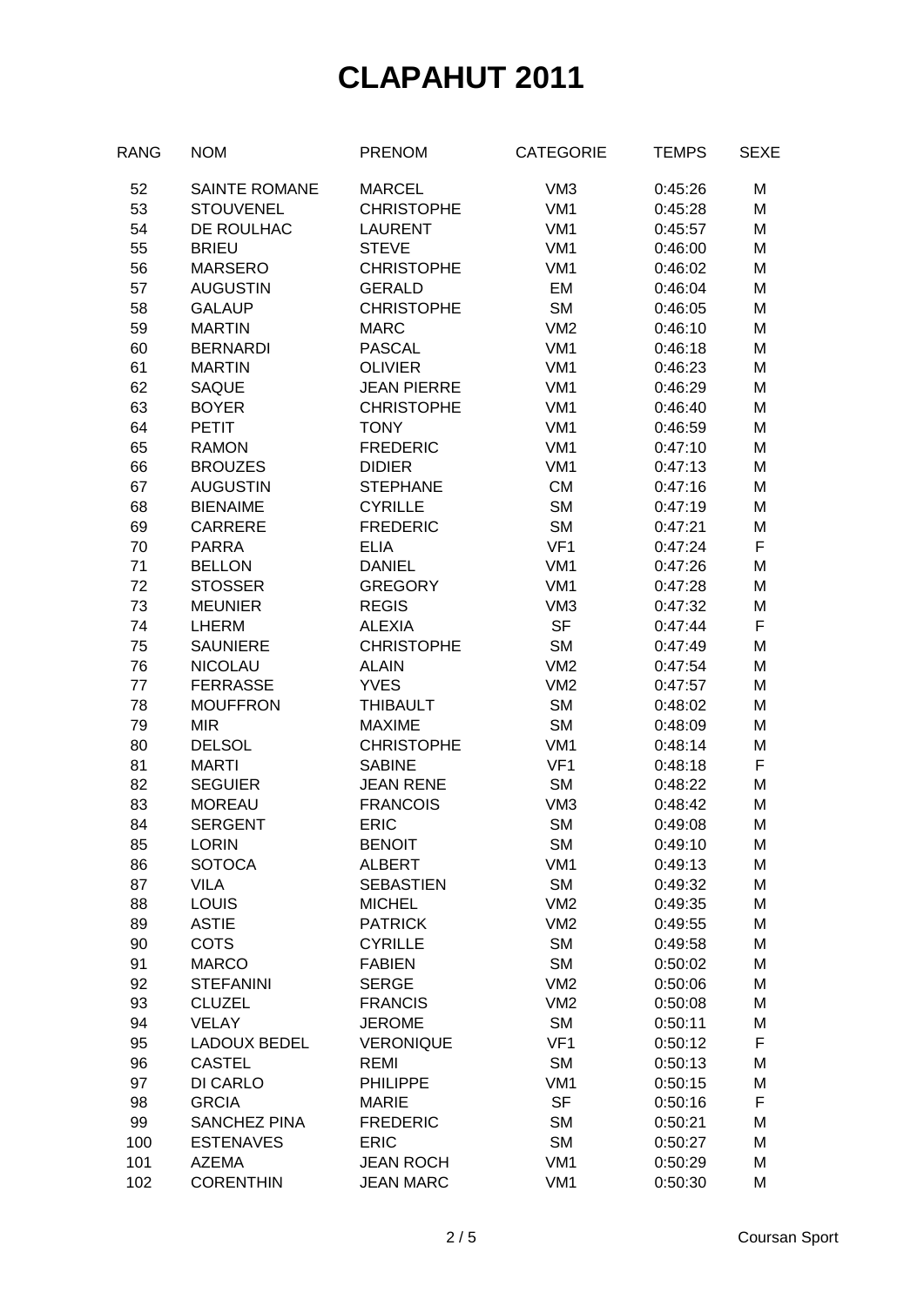# CLAPAHUT 2011

| RANG | NOM | PRENOM | CATEGORIE | TEMPS | SEXE |
|---|---|---|---|---|---|
| 52 | SAINTE ROMANE | MARCEL | VM3 | 0:45:26 | M |
| 53 | STOUVENEL | CHRISTOPHE | VM1 | 0:45:28 | M |
| 54 | DE ROULHAC | LAURENT | VM1 | 0:45:57 | M |
| 55 | BRIEU | STEVE | VM1 | 0:46:00 | M |
| 56 | MARSERO | CHRISTOPHE | VM1 | 0:46:02 | M |
| 57 | AUGUSTIN | GERALD | EM | 0:46:04 | M |
| 58 | GALAUP | CHRISTOPHE | SM | 0:46:05 | M |
| 59 | MARTIN | MARC | VM2 | 0:46:10 | M |
| 60 | BERNARDI | PASCAL | VM1 | 0:46:18 | M |
| 61 | MARTIN | OLIVIER | VM1 | 0:46:23 | M |
| 62 | SAQUE | JEAN PIERRE | VM1 | 0:46:29 | M |
| 63 | BOYER | CHRISTOPHE | VM1 | 0:46:40 | M |
| 64 | PETIT | TONY | VM1 | 0:46:59 | M |
| 65 | RAMON | FREDERIC | VM1 | 0:47:10 | M |
| 66 | BROUZES | DIDIER | VM1 | 0:47:13 | M |
| 67 | AUGUSTIN | STEPHANE | CM | 0:47:16 | M |
| 68 | BIENAIME | CYRILLE | SM | 0:47:19 | M |
| 69 | CARRERE | FREDERIC | SM | 0:47:21 | M |
| 70 | PARRA | ELIA | VF1 | 0:47:24 | F |
| 71 | BELLON | DANIEL | VM1 | 0:47:26 | M |
| 72 | STOSSER | GREGORY | VM1 | 0:47:28 | M |
| 73 | MEUNIER | REGIS | VM3 | 0:47:32 | M |
| 74 | LHERM | ALEXIA | SF | 0:47:44 | F |
| 75 | SAUNIERE | CHRISTOPHE | SM | 0:47:49 | M |
| 76 | NICOLAU | ALAIN | VM2 | 0:47:54 | M |
| 77 | FERRASSE | YVES | VM2 | 0:47:57 | M |
| 78 | MOUFFRON | THIBAULT | SM | 0:48:02 | M |
| 79 | MIR | MAXIME | SM | 0:48:09 | M |
| 80 | DELSOL | CHRISTOPHE | VM1 | 0:48:14 | M |
| 81 | MARTI | SABINE | VF1 | 0:48:18 | F |
| 82 | SEGUIER | JEAN RENE | SM | 0:48:22 | M |
| 83 | MOREAU | FRANCOIS | VM3 | 0:48:42 | M |
| 84 | SERGENT | ERIC | SM | 0:49:08 | M |
| 85 | LORIN | BENOIT | SM | 0:49:10 | M |
| 86 | SOTOCA | ALBERT | VM1 | 0:49:13 | M |
| 87 | VILA | SEBASTIEN | SM | 0:49:32 | M |
| 88 | LOUIS | MICHEL | VM2 | 0:49:35 | M |
| 89 | ASTIE | PATRICK | VM2 | 0:49:55 | M |
| 90 | COTS | CYRILLE | SM | 0:49:58 | M |
| 91 | MARCO | FABIEN | SM | 0:50:02 | M |
| 92 | STEFANINI | SERGE | VM2 | 0:50:06 | M |
| 93 | CLUZEL | FRANCIS | VM2 | 0:50:08 | M |
| 94 | VELAY | JEROME | SM | 0:50:11 | M |
| 95 | LADOUX BEDEL | VERONIQUE | VF1 | 0:50:12 | F |
| 96 | CASTEL | REMI | SM | 0:50:13 | M |
| 97 | DI CARLO | PHILIPPE | VM1 | 0:50:15 | M |
| 98 | GRCIA | MARIE | SF | 0:50:16 | F |
| 99 | SANCHEZ PINA | FREDERIC | SM | 0:50:21 | M |
| 100 | ESTENAVES | ERIC | SM | 0:50:27 | M |
| 101 | AZEMA | JEAN ROCH | VM1 | 0:50:29 | M |
| 102 | CORENTHIN | JEAN MARC | VM1 | 0:50:30 | M |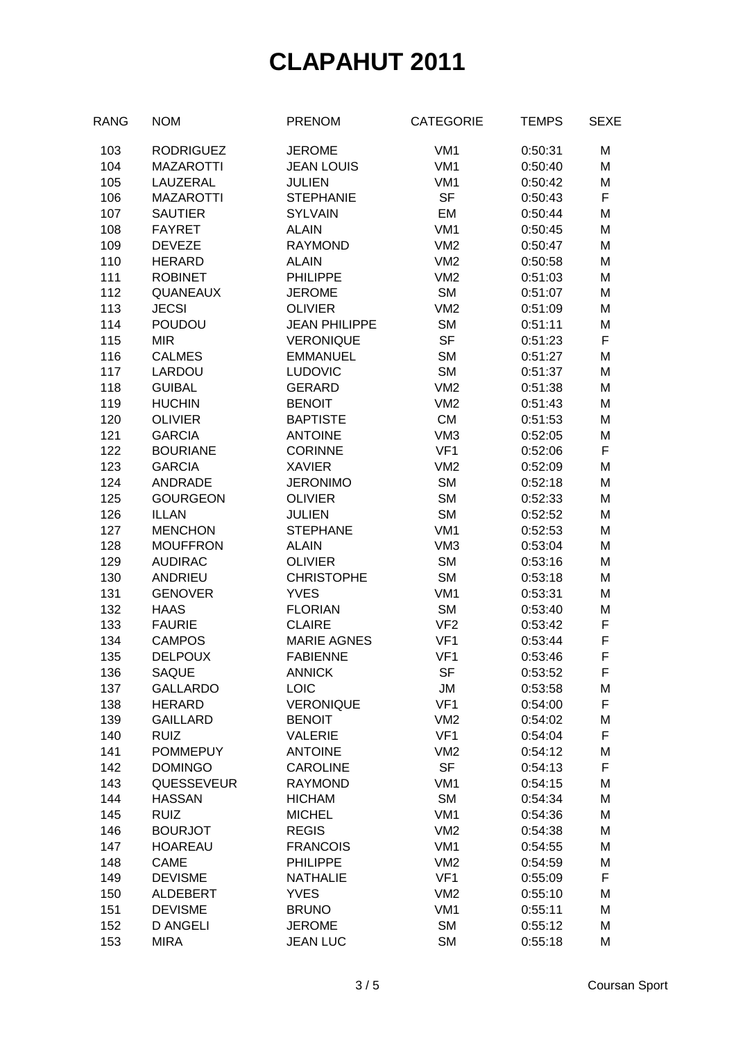# CLAPAHUT 2011

| RANG | NOM | PRENOM | CATEGORIE | TEMPS | SEXE |
|---|---|---|---|---|---|
| 103 | RODRIGUEZ | JEROME | VM1 | 0:50:31 | M |
| 104 | MAZAROTTI | JEAN LOUIS | VM1 | 0:50:40 | M |
| 105 | LAUZERAL | JULIEN | VM1 | 0:50:42 | M |
| 106 | MAZAROTTI | STEPHANIE | SF | 0:50:43 | F |
| 107 | SAUTIER | SYLVAIN | EM | 0:50:44 | M |
| 108 | FAYRET | ALAIN | VM1 | 0:50:45 | M |
| 109 | DEVEZE | RAYMOND | VM2 | 0:50:47 | M |
| 110 | HERARD | ALAIN | VM2 | 0:50:58 | M |
| 111 | ROBINET | PHILIPPE | VM2 | 0:51:03 | M |
| 112 | QUANEAUX | JEROME | SM | 0:51:07 | M |
| 113 | JECSI | OLIVIER | VM2 | 0:51:09 | M |
| 114 | POUDOU | JEAN PHILIPPE | SM | 0:51:11 | M |
| 115 | MIR | VERONIQUE | SF | 0:51:23 | F |
| 116 | CALMES | EMMANUEL | SM | 0:51:27 | M |
| 117 | LARDOU | LUDOVIC | SM | 0:51:37 | M |
| 118 | GUIBAL | GERARD | VM2 | 0:51:38 | M |
| 119 | HUCHIN | BENOIT | VM2 | 0:51:43 | M |
| 120 | OLIVIER | BAPTISTE | CM | 0:51:53 | M |
| 121 | GARCIA | ANTOINE | VM3 | 0:52:05 | M |
| 122 | BOURIANE | CORINNE | VF1 | 0:52:06 | F |
| 123 | GARCIA | XAVIER | VM2 | 0:52:09 | M |
| 124 | ANDRADE | JERONIMO | SM | 0:52:18 | M |
| 125 | GOURGEON | OLIVIER | SM | 0:52:33 | M |
| 126 | ILLAN | JULIEN | SM | 0:52:52 | M |
| 127 | MENCHON | STEPHANE | VM1 | 0:52:53 | M |
| 128 | MOUFFRON | ALAIN | VM3 | 0:53:04 | M |
| 129 | AUDIRAC | OLIVIER | SM | 0:53:16 | M |
| 130 | ANDRIEU | CHRISTOPHE | SM | 0:53:18 | M |
| 131 | GENOVER | YVES | VM1 | 0:53:31 | M |
| 132 | HAAS | FLORIAN | SM | 0:53:40 | M |
| 133 | FAURIE | CLAIRE | VF2 | 0:53:42 | F |
| 134 | CAMPOS | MARIE AGNES | VF1 | 0:53:44 | F |
| 135 | DELPOUX | FABIENNE | VF1 | 0:53:46 | F |
| 136 | SAQUE | ANNICK | SF | 0:53:52 | F |
| 137 | GALLARDO | LOIC | JM | 0:53:58 | M |
| 138 | HERARD | VERONIQUE | VF1 | 0:54:00 | F |
| 139 | GAILLARD | BENOIT | VM2 | 0:54:02 | M |
| 140 | RUIZ | VALERIE | VF1 | 0:54:04 | F |
| 141 | POMMEPUY | ANTOINE | VM2 | 0:54:12 | M |
| 142 | DOMINGO | CAROLINE | SF | 0:54:13 | F |
| 143 | QUESSEVEUR | RAYMOND | VM1 | 0:54:15 | M |
| 144 | HASSAN | HICHAM | SM | 0:54:34 | M |
| 145 | RUIZ | MICHEL | VM1 | 0:54:36 | M |
| 146 | BOURJOT | REGIS | VM2 | 0:54:38 | M |
| 147 | HOAREAU | FRANCOIS | VM1 | 0:54:55 | M |
| 148 | CAME | PHILIPPE | VM2 | 0:54:59 | M |
| 149 | DEVISME | NATHALIE | VF1 | 0:55:09 | F |
| 150 | ALDEBERT | YVES | VM2 | 0:55:10 | M |
| 151 | DEVISME | BRUNO | VM1 | 0:55:11 | M |
| 152 | D ANGELI | JEROME | SM | 0:55:12 | M |
| 153 | MIRA | JEAN LUC | SM | 0:55:18 | M |

Coursan Sport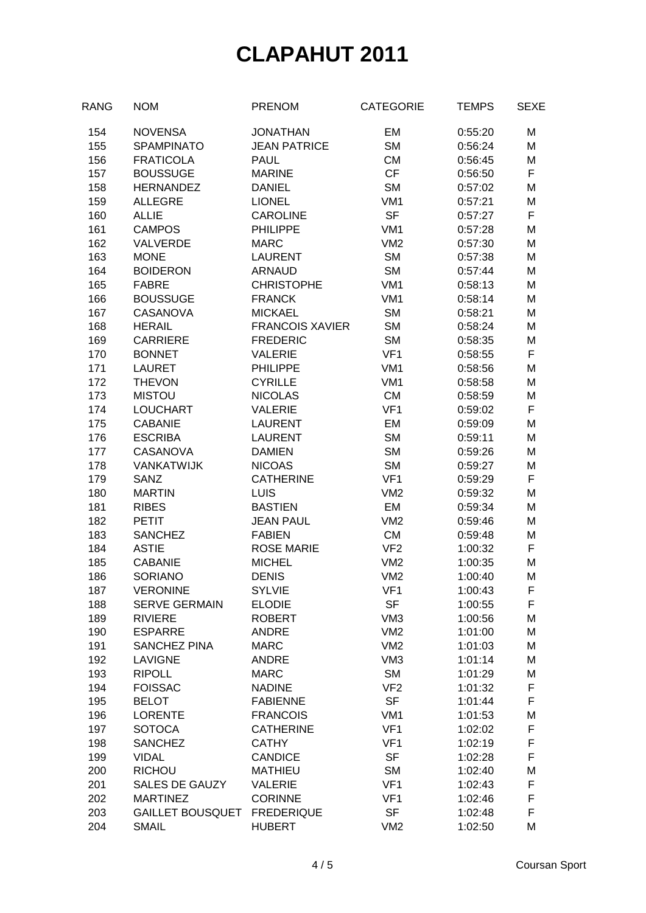# CLAPAHUT 2011

| RANG | NOM | PRENOM | CATEGORIE | TEMPS | SEXE |
|---|---|---|---|---|---|
| 154 | NOVENSA | JONATHAN | EM | 0:55:20 | M |
| 155 | SPAMPINATO | JEAN PATRICE | SM | 0:56:24 | M |
| 156 | FRATICOLA | PAUL | CM | 0:56:45 | M |
| 157 | BOUSSUGE | MARINE | CF | 0:56:50 | F |
| 158 | HERNANDEZ | DANIEL | SM | 0:57:02 | M |
| 159 | ALLEGRE | LIONEL | VM1 | 0:57:21 | M |
| 160 | ALLIE | CAROLINE | SF | 0:57:27 | F |
| 161 | CAMPOS | PHILIPPE | VM1 | 0:57:28 | M |
| 162 | VALVERDE | MARC | VM2 | 0:57:30 | M |
| 163 | MONE | LAURENT | SM | 0:57:38 | M |
| 164 | BOIDERON | ARNAUD | SM | 0:57:44 | M |
| 165 | FABRE | CHRISTOPHE | VM1 | 0:58:13 | M |
| 166 | BOUSSUGE | FRANCK | VM1 | 0:58:14 | M |
| 167 | CASANOVA | MICKAEL | SM | 0:58:21 | M |
| 168 | HERAIL | FRANCOIS XAVIER | SM | 0:58:24 | M |
| 169 | CARRIERE | FREDERIC | SM | 0:58:35 | M |
| 170 | BONNET | VALERIE | VF1 | 0:58:55 | F |
| 171 | LAURET | PHILIPPE | VM1 | 0:58:56 | M |
| 172 | THEVON | CYRILLE | VM1 | 0:58:58 | M |
| 173 | MISTOU | NICOLAS | CM | 0:58:59 | M |
| 174 | LOUCHART | VALERIE | VF1 | 0:59:02 | F |
| 175 | CABANIE | LAURENT | EM | 0:59:09 | M |
| 176 | ESCRIBA | LAURENT | SM | 0:59:11 | M |
| 177 | CASANOVA | DAMIEN | SM | 0:59:26 | M |
| 178 | VANKATWIJK | NICOAS | SM | 0:59:27 | M |
| 179 | SANZ | CATHERINE | VF1 | 0:59:29 | F |
| 180 | MARTIN | LUIS | VM2 | 0:59:32 | M |
| 181 | RIBES | BASTIEN | EM | 0:59:34 | M |
| 182 | PETIT | JEAN PAUL | VM2 | 0:59:46 | M |
| 183 | SANCHEZ | FABIEN | CM | 0:59:48 | M |
| 184 | ASTIE | ROSE MARIE | VF2 | 1:00:32 | F |
| 185 | CABANIE | MICHEL | VM2 | 1:00:35 | M |
| 186 | SORIANO | DENIS | VM2 | 1:00:40 | M |
| 187 | VERONINE | SYLVIE | VF1 | 1:00:43 | F |
| 188 | SERVE GERMAIN | ELODIE | SF | 1:00:55 | F |
| 189 | RIVIERE | ROBERT | VM3 | 1:00:56 | M |
| 190 | ESPARRE | ANDRE | VM2 | 1:01:00 | M |
| 191 | SANCHEZ PINA | MARC | VM2 | 1:01:03 | M |
| 192 | LAVIGNE | ANDRE | VM3 | 1:01:14 | M |
| 193 | RIPOLL | MARC | SM | 1:01:29 | M |
| 194 | FOISSAC | NADINE | VF2 | 1:01:32 | F |
| 195 | BELOT | FABIENNE | SF | 1:01:44 | F |
| 196 | LORENTE | FRANCOIS | VM1 | 1:01:53 | M |
| 197 | SOTOCA | CATHERINE | VF1 | 1:02:02 | F |
| 198 | SANCHEZ | CATHY | VF1 | 1:02:19 | F |
| 199 | VIDAL | CANDICE | SF | 1:02:28 | F |
| 200 | RICHOU | MATHIEU | SM | 1:02:40 | M |
| 201 | SALES DE GAUZY | VALERIE | VF1 | 1:02:43 | F |
| 202 | MARTINEZ | CORINNE | VF1 | 1:02:46 | F |
| 203 | GAILLET BOUSQUET | FREDERIQUE | SF | 1:02:48 | F |
| 204 | SMAIL | HUBERT | VM2 | 1:02:50 | M |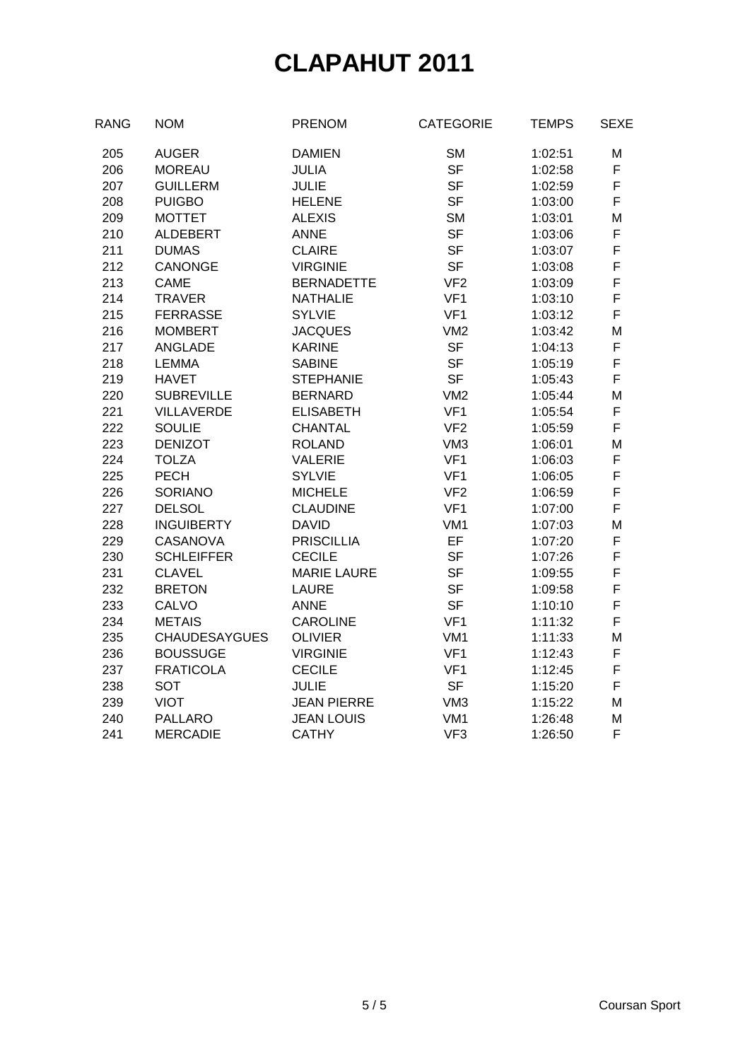# CLAPAHUT 2011

| RANG | NOM | PRENOM | CATEGORIE | TEMPS | SEXE |
|---|---|---|---|---|---|
| 205 | AUGER | DAMIEN | SM | 1:02:51 | M |
| 206 | MOREAU | JULIA | SF | 1:02:58 | F |
| 207 | GUILLERM | JULIE | SF | 1:02:59 | F |
| 208 | PUIGBO | HELENE | SF | 1:03:00 | F |
| 209 | MOTTET | ALEXIS | SM | 1:03:01 | M |
| 210 | ALDEBERT | ANNE | SF | 1:03:06 | F |
| 211 | DUMAS | CLAIRE | SF | 1:03:07 | F |
| 212 | CANONGE | VIRGINIE | SF | 1:03:08 | F |
| 213 | CAME | BERNADETTE | VF2 | 1:03:09 | F |
| 214 | TRAVER | NATHALIE | VF1 | 1:03:10 | F |
| 215 | FERRASSE | SYLVIE | VF1 | 1:03:12 | F |
| 216 | MOMBERT | JACQUES | VM2 | 1:03:42 | M |
| 217 | ANGLADE | KARINE | SF | 1:04:13 | F |
| 218 | LEMMA | SABINE | SF | 1:05:19 | F |
| 219 | HAVET | STEPHANIE | SF | 1:05:43 | F |
| 220 | SUBREVILLE | BERNARD | VM2 | 1:05:44 | M |
| 221 | VILLAVERDE | ELISABETH | VF1 | 1:05:54 | F |
| 222 | SOULIE | CHANTAL | VF2 | 1:05:59 | F |
| 223 | DENIZOT | ROLAND | VM3 | 1:06:01 | M |
| 224 | TOLZA | VALERIE | VF1 | 1:06:03 | F |
| 225 | PECH | SYLVIE | VF1 | 1:06:05 | F |
| 226 | SORIANO | MICHELE | VF2 | 1:06:59 | F |
| 227 | DELSOL | CLAUDINE | VF1 | 1:07:00 | F |
| 228 | INGUIBERTY | DAVID | VM1 | 1:07:03 | M |
| 229 | CASANOVA | PRISCILLIA | EF | 1:07:20 | F |
| 230 | SCHLEIFFER | CECILE | SF | 1:07:26 | F |
| 231 | CLAVEL | MARIE LAURE | SF | 1:09:55 | F |
| 232 | BRETON | LAURE | SF | 1:09:58 | F |
| 233 | CALVO | ANNE | SF | 1:10:10 | F |
| 234 | METAIS | CAROLINE | VF1 | 1:11:32 | F |
| 235 | CHAUDESAYGUES | OLIVIER | VM1 | 1:11:33 | M |
| 236 | BOUSSUGE | VIRGINIE | VF1 | 1:12:43 | F |
| 237 | FRATICOLA | CECILE | VF1 | 1:12:45 | F |
| 238 | SOT | JULIE | SF | 1:15:20 | F |
| 239 | VIOT | JEAN PIERRE | VM3 | 1:15:22 | M |
| 240 | PALLARO | JEAN LOUIS | VM1 | 1:26:48 | M |
| 241 | MERCADIE | CATHY | VF3 | 1:26:50 | F |

Coursan Sport